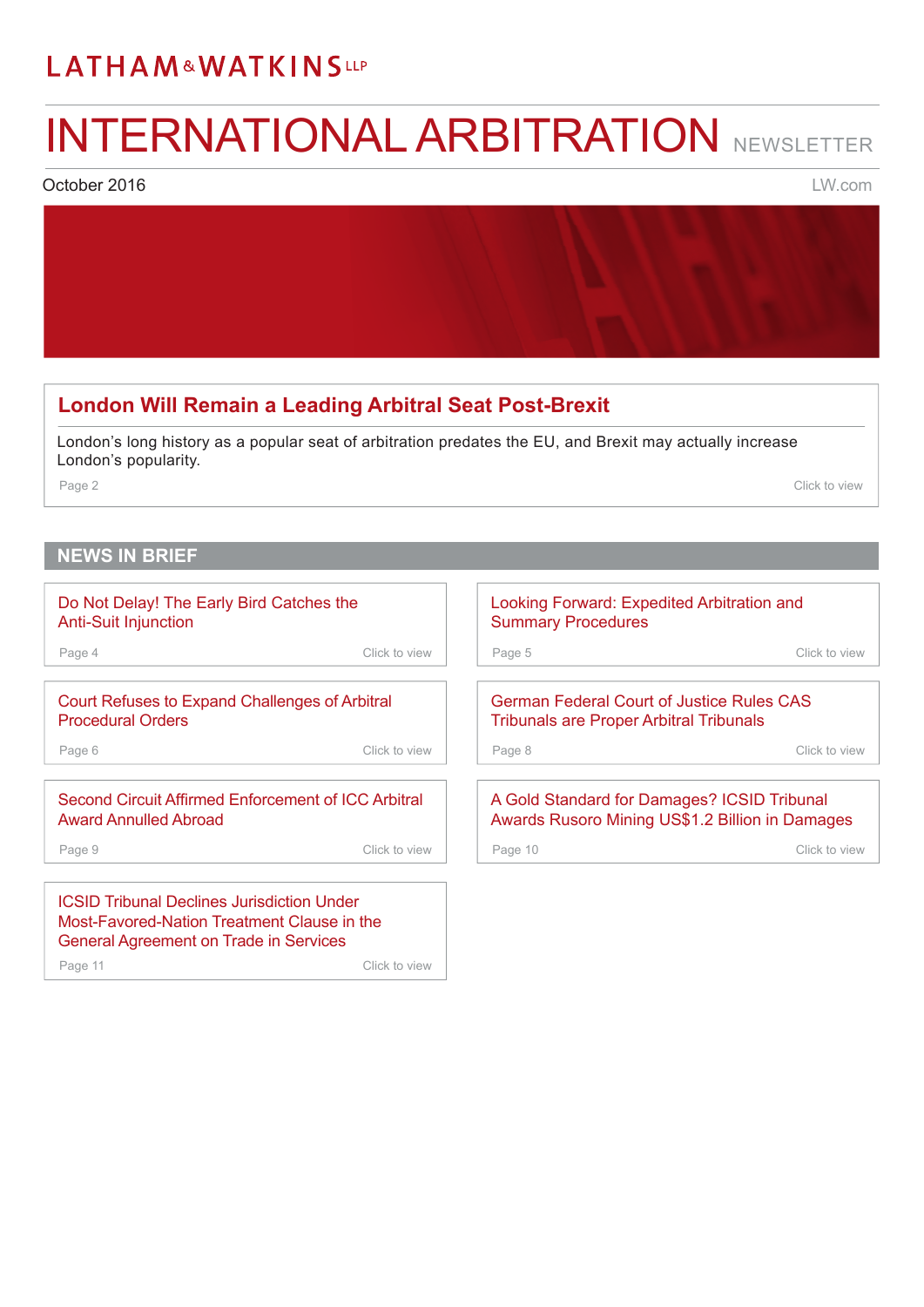LATHAM & WATKINS LLP

# INTERNATIONAL ARBITRATION NEWSLETTER

October 2016

LW.com

## London Will Remain a Leading Arbitral Seat Post-Brexit

London's long history as a popular seat of arbitration predates the EU, and Brexit may actually increase London's popularity.

Page 2 — Click to view

## NEWS IN BRIEF

**Do Not Delay! The Early Bird Catches the Anti-Suit Injunction**
Page 4 — Click to view

**Looking Forward: Expedited Arbitration and Summary Procedures**
Page 5 — Click to view

**Court Refuses to Expand Challenges of Arbitral Procedural Orders**
Page 6 — Click to view

**German Federal Court of Justice Rules CAS Tribunals are Proper Arbitral Tribunals**
Page 8 — Click to view

**Second Circuit Affirmed Enforcement of ICC Arbitral Award Annulled Abroad**
Page 9 — Click to view

**A Gold Standard for Damages? ICSID Tribunal Awards Rusoro Mining US$1.2 Billion in Damages**
Page 10 — Click to view

**ICSID Tribunal Declines Jurisdiction Under Most-Favored-Nation Treatment Clause in the General Agreement on Trade in Services**
Page 11 — Click to view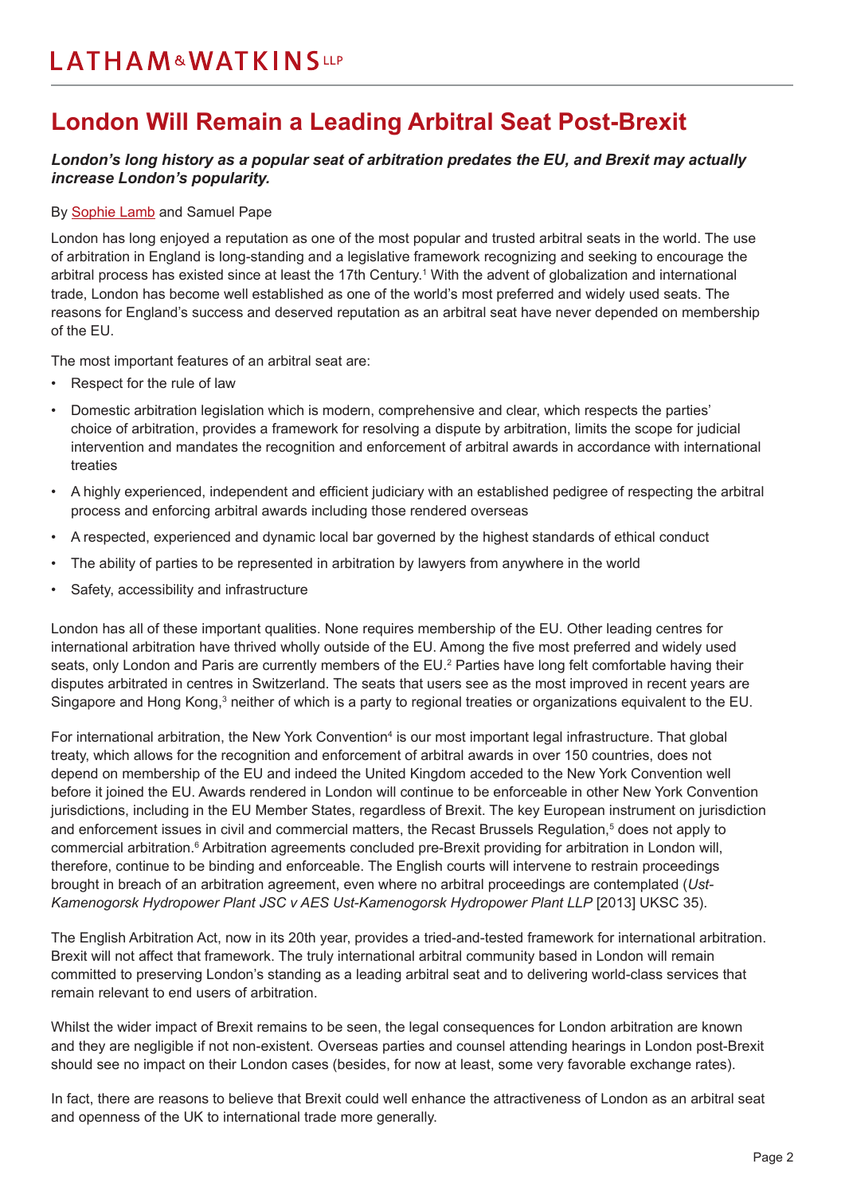# London Will Remain a Leading Arbitral Seat Post-Brexit

***London's long history as a popular seat of arbitration predates the EU, and Brexit may actually increase London's popularity.***

By Sophie Lamb and Samuel Pape

London has long enjoyed a reputation as one of the most popular and trusted arbitral seats in the world. The use of arbitration in England is long-standing and a legislative framework recognizing and seeking to encourage the arbitral process has existed since at least the 17th Century.[1] With the advent of globalization and international trade, London has become well established as one of the world's most preferred and widely used seats. The reasons for England's success and deserved reputation as an arbitral seat have never depended on membership of the EU.

The most important features of an arbitral seat are:

- Respect for the rule of law
- Domestic arbitration legislation which is modern, comprehensive and clear, which respects the parties' choice of arbitration, provides a framework for resolving a dispute by arbitration, limits the scope for judicial intervention and mandates the recognition and enforcement of arbitral awards in accordance with international treaties
- A highly experienced, independent and efficient judiciary with an established pedigree of respecting the arbitral process and enforcing arbitral awards including those rendered overseas
- A respected, experienced and dynamic local bar governed by the highest standards of ethical conduct
- The ability of parties to be represented in arbitration by lawyers from anywhere in the world
- Safety, accessibility and infrastructure

London has all of these important qualities. None requires membership of the EU. Other leading centres for international arbitration have thrived wholly outside of the EU. Among the five most preferred and widely used seats, only London and Paris are currently members of the EU.[2] Parties have long felt comfortable having their disputes arbitrated in centres in Switzerland. The seats that users see as the most improved in recent years are Singapore and Hong Kong,[3] neither of which is a party to regional treaties or organizations equivalent to the EU.

For international arbitration, the New York Convention[4] is our most important legal infrastructure. That global treaty, which allows for the recognition and enforcement of arbitral awards in over 150 countries, does not depend on membership of the EU and indeed the United Kingdom acceded to the New York Convention well before it joined the EU. Awards rendered in London will continue to be enforceable in other New York Convention jurisdictions, including in the EU Member States, regardless of Brexit. The key European instrument on jurisdiction and enforcement issues in civil and commercial matters, the Recast Brussels Regulation,[5] does not apply to commercial arbitration.[6] Arbitration agreements concluded pre-Brexit providing for arbitration in London will, therefore, continue to be binding and enforceable. The English courts will intervene to restrain proceedings brought in breach of an arbitration agreement, even where no arbitral proceedings are contemplated (*Ust-Kamenogorsk Hydropower Plant JSC v AES Ust-Kamenogorsk Hydropower Plant LLP* [2013] UKSC 35).

The English Arbitration Act, now in its 20th year, provides a tried-and-tested framework for international arbitration. Brexit will not affect that framework. The truly international arbitral community based in London will remain committed to preserving London's standing as a leading arbitral seat and to delivering world-class services that remain relevant to end users of arbitration.

Whilst the wider impact of Brexit remains to be seen, the legal consequences for London arbitration are known and they are negligible if not non-existent. Overseas parties and counsel attending hearings in London post-Brexit should see no impact on their London cases (besides, for now at least, some very favorable exchange rates).

In fact, there are reasons to believe that Brexit could well enhance the attractiveness of London as an arbitral seat and openness of the UK to international trade more generally.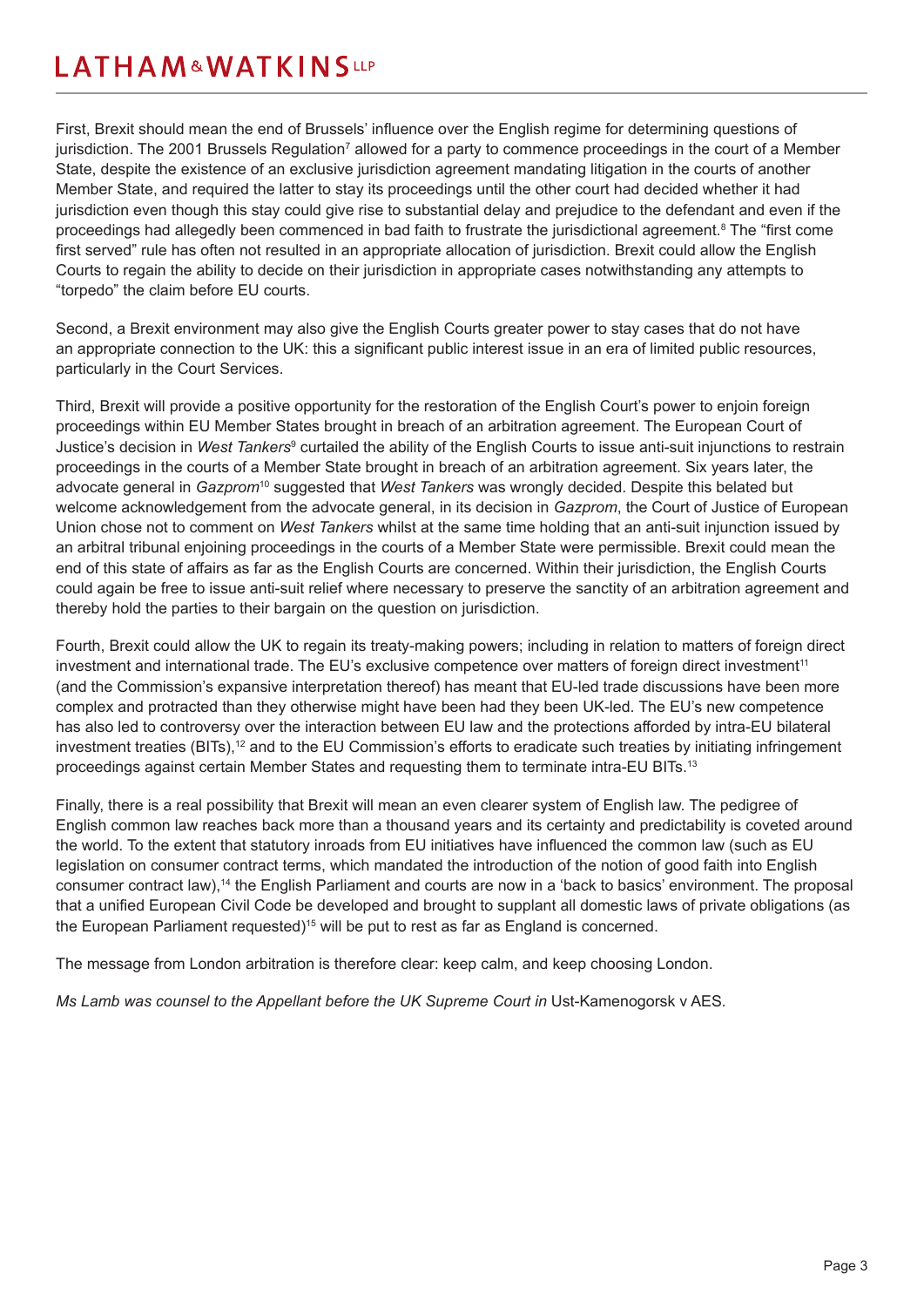First, Brexit should mean the end of Brussels' influence over the English regime for determining questions of jurisdiction. The 2001 Brussels Regulation[7] allowed for a party to commence proceedings in the court of a Member State, despite the existence of an exclusive jurisdiction agreement mandating litigation in the courts of another Member State, and required the latter to stay its proceedings until the other court had decided whether it had jurisdiction even though this stay could give rise to substantial delay and prejudice to the defendant and even if the proceedings had allegedly been commenced in bad faith to frustrate the jurisdictional agreement.[8] The "first come first served" rule has often not resulted in an appropriate allocation of jurisdiction. Brexit could allow the English Courts to regain the ability to decide on their jurisdiction in appropriate cases notwithstanding any attempts to "torpedo" the claim before EU courts.

Second, a Brexit environment may also give the English Courts greater power to stay cases that do not have an appropriate connection to the UK: this a significant public interest issue in an era of limited public resources, particularly in the Court Services.

Third, Brexit will provide a positive opportunity for the restoration of the English Court's power to enjoin foreign proceedings within EU Member States brought in breach of an arbitration agreement. The European Court of Justice's decision in *West Tankers*[9] curtailed the ability of the English Courts to issue anti-suit injunctions to restrain proceedings in the courts of a Member State brought in breach of an arbitration agreement. Six years later, the advocate general in *Gazprom*[10] suggested that *West Tankers* was wrongly decided. Despite this belated but welcome acknowledgement from the advocate general, in its decision in *Gazprom*, the Court of Justice of European Union chose not to comment on *West Tankers* whilst at the same time holding that an anti-suit injunction issued by an arbitral tribunal enjoining proceedings in the courts of a Member State were permissible. Brexit could mean the end of this state of affairs as far as the English Courts are concerned. Within their jurisdiction, the English Courts could again be free to issue anti-suit relief where necessary to preserve the sanctity of an arbitration agreement and thereby hold the parties to their bargain on the question on jurisdiction.

Fourth, Brexit could allow the UK to regain its treaty-making powers; including in relation to matters of foreign direct investment and international trade. The EU's exclusive competence over matters of foreign direct investment[11] (and the Commission's expansive interpretation thereof) has meant that EU-led trade discussions have been more complex and protracted than they otherwise might have been had they been UK-led. The EU's new competence has also led to controversy over the interaction between EU law and the protections afforded by intra-EU bilateral investment treaties (BITs),[12] and to the EU Commission's efforts to eradicate such treaties by initiating infringement proceedings against certain Member States and requesting them to terminate intra-EU BITs.[13]

Finally, there is a real possibility that Brexit will mean an even clearer system of English law. The pedigree of English common law reaches back more than a thousand years and its certainty and predictability is coveted around the world. To the extent that statutory inroads from EU initiatives have influenced the common law (such as EU legislation on consumer contract terms, which mandated the introduction of the notion of good faith into English consumer contract law),[14] the English Parliament and courts are now in a 'back to basics' environment. The proposal that a unified European Civil Code be developed and brought to supplant all domestic laws of private obligations (as the European Parliament requested)[15] will be put to rest as far as England is concerned.

The message from London arbitration is therefore clear: keep calm, and keep choosing London.

*Ms Lamb was counsel to the Appellant before the UK Supreme Court in* Ust-Kamenogorsk v AES.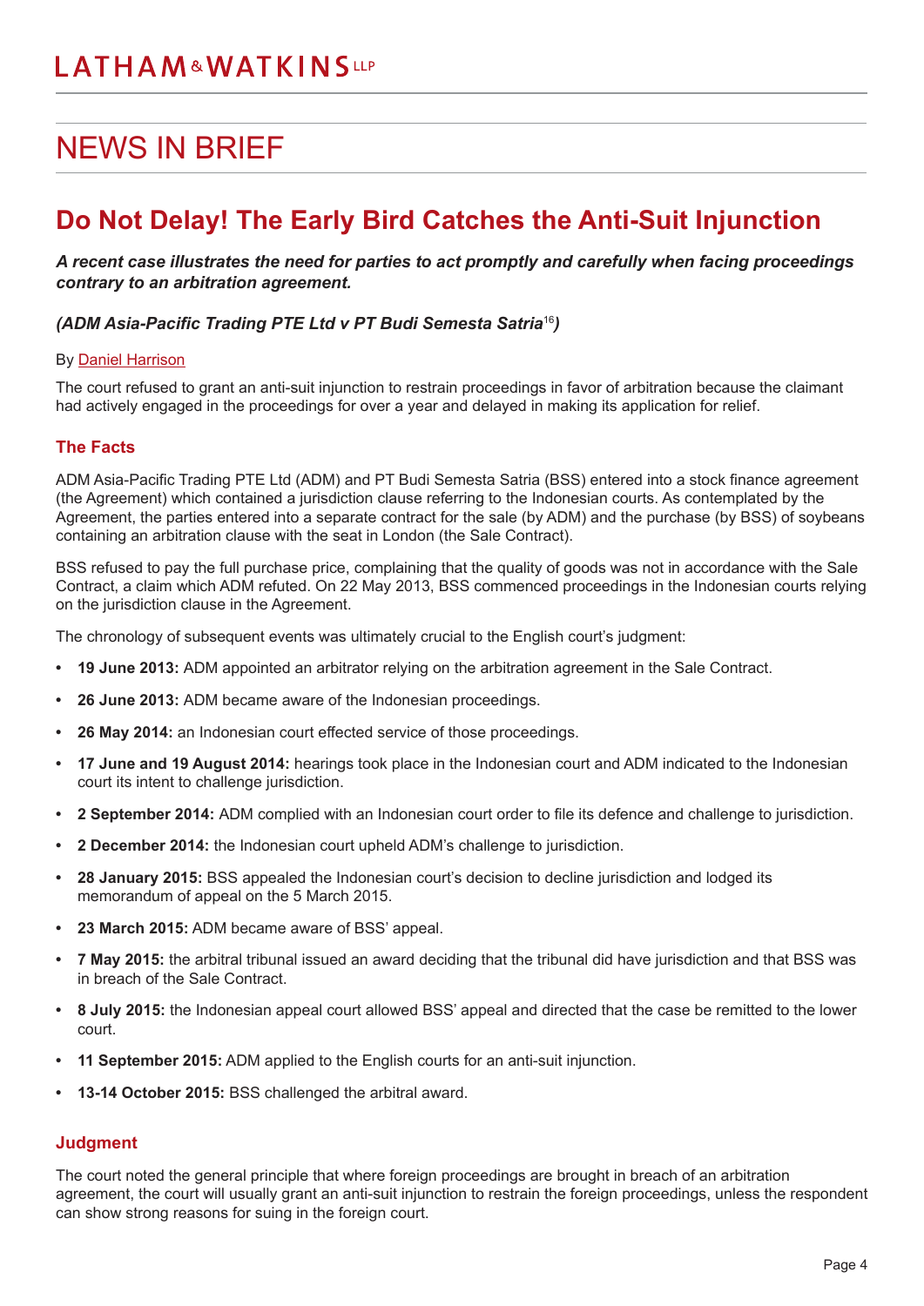# NEWS IN BRIEF

## Do Not Delay! The Early Bird Catches the Anti-Suit Injunction

***A recent case illustrates the need for parties to act promptly and carefully when facing proceedings contrary to an arbitration agreement.***

***(ADM Asia-Pacific Trading PTE Ltd v PT Budi Semesta Satria[16])***

By Daniel Harrison

The court refused to grant an anti-suit injunction to restrain proceedings in favor of arbitration because the claimant had actively engaged in the proceedings for over a year and delayed in making its application for relief.

### The Facts

ADM Asia-Pacific Trading PTE Ltd (ADM) and PT Budi Semesta Satria (BSS) entered into a stock finance agreement (the Agreement) which contained a jurisdiction clause referring to the Indonesian courts. As contemplated by the Agreement, the parties entered into a separate contract for the sale (by ADM) and the purchase (by BSS) of soybeans containing an arbitration clause with the seat in London (the Sale Contract).

BSS refused to pay the full purchase price, complaining that the quality of goods was not in accordance with the Sale Contract, a claim which ADM refuted. On 22 May 2013, BSS commenced proceedings in the Indonesian courts relying on the jurisdiction clause in the Agreement.

The chronology of subsequent events was ultimately crucial to the English court's judgment:

- **19 June 2013:** ADM appointed an arbitrator relying on the arbitration agreement in the Sale Contract.
- **26 June 2013:** ADM became aware of the Indonesian proceedings.
- **26 May 2014:** an Indonesian court effected service of those proceedings.
- **17 June and 19 August 2014:** hearings took place in the Indonesian court and ADM indicated to the Indonesian court its intent to challenge jurisdiction.
- **2 September 2014:** ADM complied with an Indonesian court order to file its defence and challenge to jurisdiction.
- **2 December 2014:** the Indonesian court upheld ADM's challenge to jurisdiction.
- **28 January 2015:** BSS appealed the Indonesian court's decision to decline jurisdiction and lodged its memorandum of appeal on the 5 March 2015.
- **23 March 2015:** ADM became aware of BSS' appeal.
- **7 May 2015:** the arbitral tribunal issued an award deciding that the tribunal did have jurisdiction and that BSS was in breach of the Sale Contract.
- **8 July 2015:** the Indonesian appeal court allowed BSS' appeal and directed that the case be remitted to the lower court.
- **11 September 2015:** ADM applied to the English courts for an anti-suit injunction.
- **13-14 October 2015:** BSS challenged the arbitral award.

### Judgment

The court noted the general principle that where foreign proceedings are brought in breach of an arbitration agreement, the court will usually grant an anti-suit injunction to restrain the foreign proceedings, unless the respondent can show strong reasons for suing in the foreign court.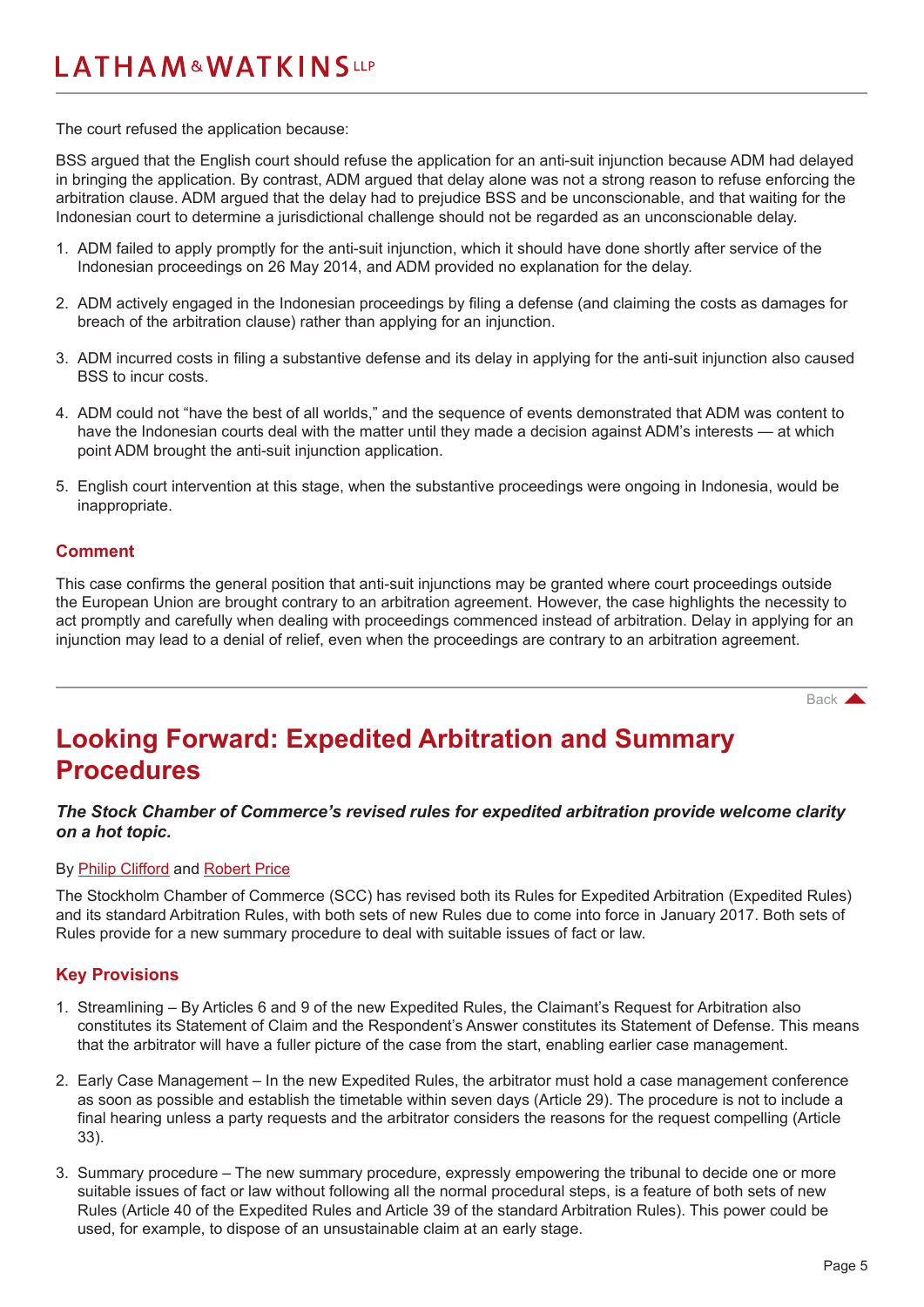The court refused the application because:

BSS argued that the English court should refuse the application for an anti-suit injunction because ADM had delayed in bringing the application. By contrast, ADM argued that delay alone was not a strong reason to refuse enforcing the arbitration clause. ADM argued that the delay had to prejudice BSS and be unconscionable, and that waiting for the Indonesian court to determine a jurisdictional challenge should not be regarded as an unconscionable delay.

1. ADM failed to apply promptly for the anti-suit injunction, which it should have done shortly after service of the Indonesian proceedings on 26 May 2014, and ADM provided no explanation for the delay.
2. ADM actively engaged in the Indonesian proceedings by filing a defense (and claiming the costs as damages for breach of the arbitration clause) rather than applying for an injunction.
3. ADM incurred costs in filing a substantive defense and its delay in applying for the anti-suit injunction also caused BSS to incur costs.
4. ADM could not "have the best of all worlds," and the sequence of events demonstrated that ADM was content to have the Indonesian courts deal with the matter until they made a decision against ADM's interests — at which point ADM brought the anti-suit injunction application.
5. English court intervention at this stage, when the substantive proceedings were ongoing in Indonesia, would be inappropriate.

### Comment

This case confirms the general position that anti-suit injunctions may be granted where court proceedings outside the European Union are brought contrary to an arbitration agreement. However, the case highlights the necessity to act promptly and carefully when dealing with proceedings commenced instead of arbitration. Delay in applying for an injunction may lead to a denial of relief, even when the proceedings are contrary to an arbitration agreement.

Back

## Looking Forward: Expedited Arbitration and Summary Procedures

***The Stock Chamber of Commerce's revised rules for expedited arbitration provide welcome clarity on a hot topic.***

By Philip Clifford and Robert Price

The Stockholm Chamber of Commerce (SCC) has revised both its Rules for Expedited Arbitration (Expedited Rules) and its standard Arbitration Rules, with both sets of new Rules due to come into force in January 2017. Both sets of Rules provide for a new summary procedure to deal with suitable issues of fact or law.

### Key Provisions

1. Streamlining – By Articles 6 and 9 of the new Expedited Rules, the Claimant's Request for Arbitration also constitutes its Statement of Claim and the Respondent's Answer constitutes its Statement of Defense. This means that the arbitrator will have a fuller picture of the case from the start, enabling earlier case management.
2. Early Case Management – In the new Expedited Rules, the arbitrator must hold a case management conference as soon as possible and establish the timetable within seven days (Article 29). The procedure is not to include a final hearing unless a party requests and the arbitrator considers the reasons for the request compelling (Article 33).
3. Summary procedure – The new summary procedure, expressly empowering the tribunal to decide one or more suitable issues of fact or law without following all the normal procedural steps, is a feature of both sets of new Rules (Article 40 of the Expedited Rules and Article 39 of the standard Arbitration Rules). This power could be used, for example, to dispose of an unsustainable claim at an early stage.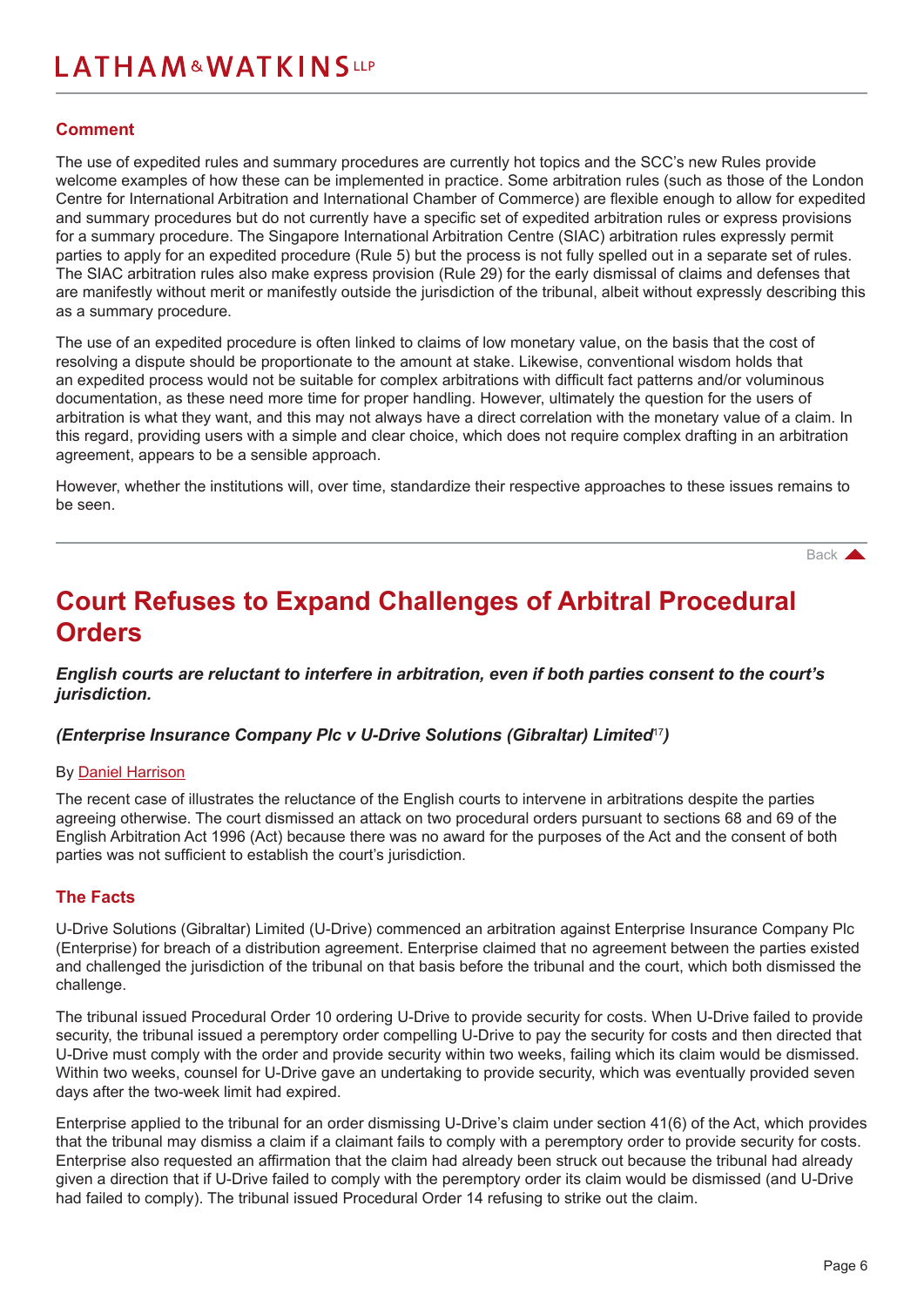### Comment

The use of expedited rules and summary procedures are currently hot topics and the SCC's new Rules provide welcome examples of how these can be implemented in practice. Some arbitration rules (such as those of the London Centre for International Arbitration and International Chamber of Commerce) are flexible enough to allow for expedited and summary procedures but do not currently have a specific set of expedited arbitration rules or express provisions for a summary procedure. The Singapore International Arbitration Centre (SIAC) arbitration rules expressly permit parties to apply for an expedited procedure (Rule 5) but the process is not fully spelled out in a separate set of rules. The SIAC arbitration rules also make express provision (Rule 29) for the early dismissal of claims and defenses that are manifestly without merit or manifestly outside the jurisdiction of the tribunal, albeit without expressly describing this as a summary procedure.

The use of an expedited procedure is often linked to claims of low monetary value, on the basis that the cost of resolving a dispute should be proportionate to the amount at stake. Likewise, conventional wisdom holds that an expedited process would not be suitable for complex arbitrations with difficult fact patterns and/or voluminous documentation, as these need more time for proper handling. However, ultimately the question for the users of arbitration is what they want, and this may not always have a direct correlation with the monetary value of a claim. In this regard, providing users with a simple and clear choice, which does not require complex drafting in an arbitration agreement, appears to be a sensible approach.

However, whether the institutions will, over time, standardize their respective approaches to these issues remains to be seen.

Back

## Court Refuses to Expand Challenges of Arbitral Procedural Orders

***English courts are reluctant to interfere in arbitration, even if both parties consent to the court's jurisdiction.***

***(Enterprise Insurance Company Plc v U-Drive Solutions (Gibraltar) Limited[17])***

By Daniel Harrison

The recent case of illustrates the reluctance of the English courts to intervene in arbitrations despite the parties agreeing otherwise. The court dismissed an attack on two procedural orders pursuant to sections 68 and 69 of the English Arbitration Act 1996 (Act) because there was no award for the purposes of the Act and the consent of both parties was not sufficient to establish the court's jurisdiction.

### The Facts

U-Drive Solutions (Gibraltar) Limited (U-Drive) commenced an arbitration against Enterprise Insurance Company Plc (Enterprise) for breach of a distribution agreement. Enterprise claimed that no agreement between the parties existed and challenged the jurisdiction of the tribunal on that basis before the tribunal and the court, which both dismissed the challenge.

The tribunal issued Procedural Order 10 ordering U-Drive to provide security for costs. When U-Drive failed to provide security, the tribunal issued a peremptory order compelling U-Drive to pay the security for costs and then directed that U-Drive must comply with the order and provide security within two weeks, failing which its claim would be dismissed. Within two weeks, counsel for U-Drive gave an undertaking to provide security, which was eventually provided seven days after the two-week limit had expired.

Enterprise applied to the tribunal for an order dismissing U-Drive's claim under section 41(6) of the Act, which provides that the tribunal may dismiss a claim if a claimant fails to comply with a peremptory order to provide security for costs. Enterprise also requested an affirmation that the claim had already been struck out because the tribunal had already given a direction that if U-Drive failed to comply with the peremptory order its claim would be dismissed (and U-Drive had failed to comply). The tribunal issued Procedural Order 14 refusing to strike out the claim.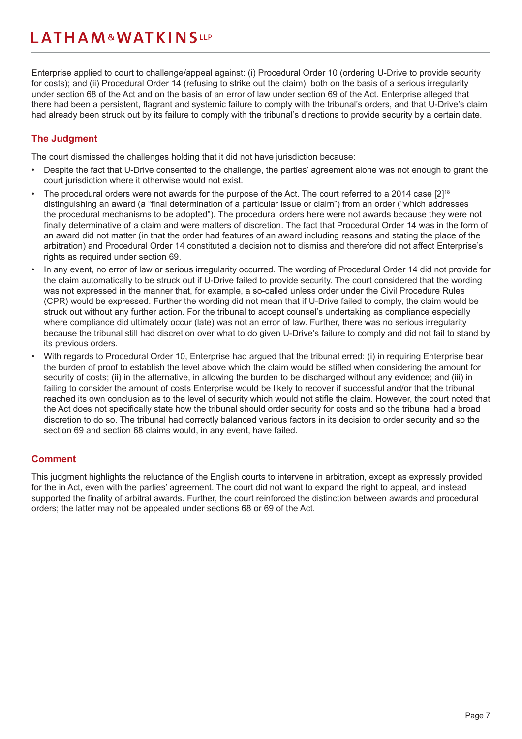Enterprise applied to court to challenge/appeal against: (i) Procedural Order 10 (ordering U-Drive to provide security for costs); and (ii) Procedural Order 14 (refusing to strike out the claim), both on the basis of a serious irregularity under section 68 of the Act and on the basis of an error of law under section 69 of the Act. Enterprise alleged that there had been a persistent, flagrant and systemic failure to comply with the tribunal's orders, and that U-Drive's claim had already been struck out by its failure to comply with the tribunal's directions to provide security by a certain date.

## The Judgment

The court dismissed the challenges holding that it did not have jurisdiction because:

- Despite the fact that U-Drive consented to the challenge, the parties' agreement alone was not enough to grant the court jurisdiction where it otherwise would not exist.
- The procedural orders were not awards for the purpose of the Act. The court referred to a 2014 case [2][18] distinguishing an award (a "final determination of a particular issue or claim") from an order ("which addresses the procedural mechanisms to be adopted"). The procedural orders here were not awards because they were not finally determinative of a claim and were matters of discretion. The fact that Procedural Order 14 was in the form of an award did not matter (in that the order had features of an award including reasons and stating the place of the arbitration) and Procedural Order 14 constituted a decision not to dismiss and therefore did not affect Enterprise's rights as required under section 69.
- In any event, no error of law or serious irregularity occurred. The wording of Procedural Order 14 did not provide for the claim automatically to be struck out if U-Drive failed to provide security. The court considered that the wording was not expressed in the manner that, for example, a so-called unless order under the Civil Procedure Rules (CPR) would be expressed. Further the wording did not mean that if U-Drive failed to comply, the claim would be struck out without any further action. For the tribunal to accept counsel's undertaking as compliance especially where compliance did ultimately occur (late) was not an error of law. Further, there was no serious irregularity because the tribunal still had discretion over what to do given U-Drive's failure to comply and did not fail to stand by its previous orders.
- With regards to Procedural Order 10, Enterprise had argued that the tribunal erred: (i) in requiring Enterprise bear the burden of proof to establish the level above which the claim would be stifled when considering the amount for security of costs; (ii) in the alternative, in allowing the burden to be discharged without any evidence; and (iii) in failing to consider the amount of costs Enterprise would be likely to recover if successful and/or that the tribunal reached its own conclusion as to the level of security which would not stifle the claim. However, the court noted that the Act does not specifically state how the tribunal should order security for costs and so the tribunal had a broad discretion to do so. The tribunal had correctly balanced various factors in its decision to order security and so the section 69 and section 68 claims would, in any event, have failed.

## Comment

This judgment highlights the reluctance of the English courts to intervene in arbitration, except as expressly provided for the in Act, even with the parties' agreement. The court did not want to expand the right to appeal, and instead supported the finality of arbitral awards. Further, the court reinforced the distinction between awards and procedural orders; the latter may not be appealed under sections 68 or 69 of the Act.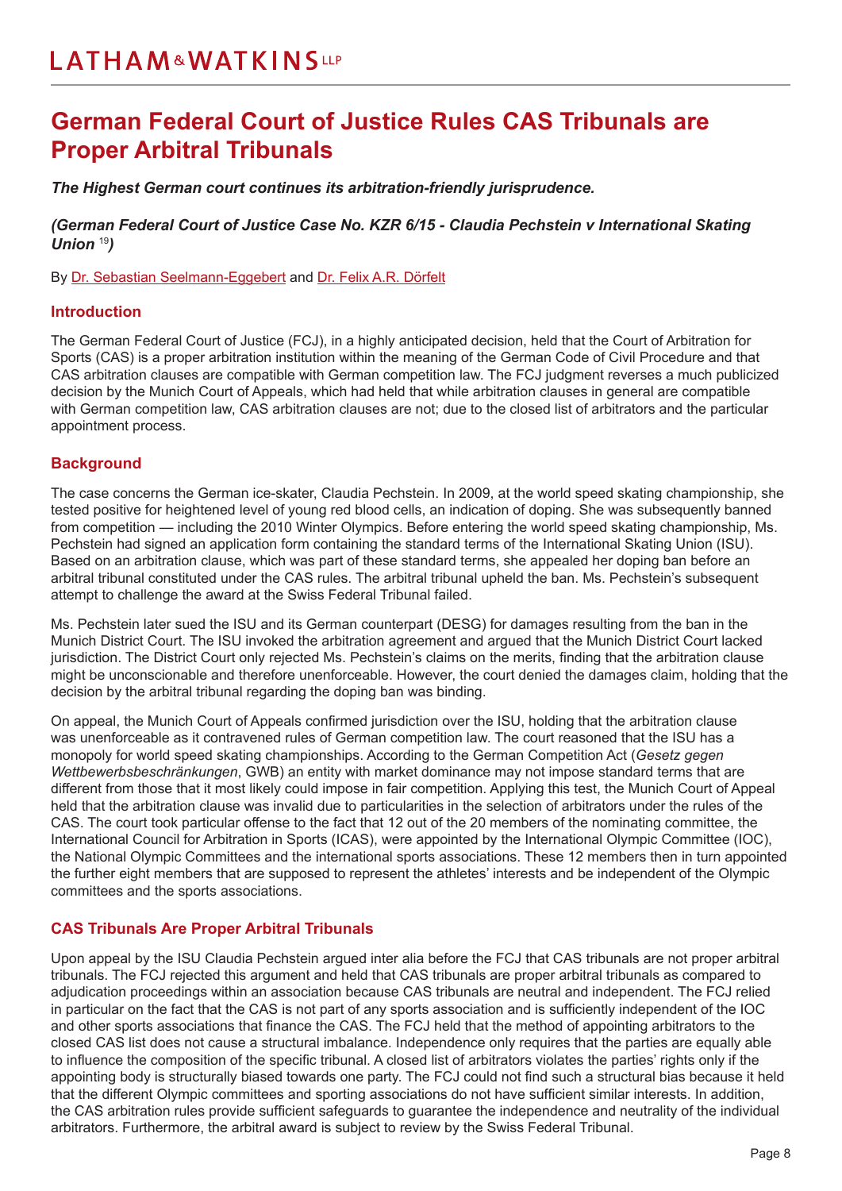# German Federal Court of Justice Rules CAS Tribunals are Proper Arbitral Tribunals

***The Highest German court continues its arbitration-friendly jurisprudence.***

***(German Federal Court of Justice Case No. KZR 6/15 - Claudia Pechstein v International Skating Union*** [19]***)***

By Dr. Sebastian Seelmann-Eggebert and Dr. Felix A.R. Dörfelt

## Introduction

The German Federal Court of Justice (FCJ), in a highly anticipated decision, held that the Court of Arbitration for Sports (CAS) is a proper arbitration institution within the meaning of the German Code of Civil Procedure and that CAS arbitration clauses are compatible with German competition law. The FCJ judgment reverses a much publicized decision by the Munich Court of Appeals, which had held that while arbitration clauses in general are compatible with German competition law, CAS arbitration clauses are not; due to the closed list of arbitrators and the particular appointment process.

## Background

The case concerns the German ice-skater, Claudia Pechstein. In 2009, at the world speed skating championship, she tested positive for heightened level of young red blood cells, an indication of doping. She was subsequently banned from competition — including the 2010 Winter Olympics. Before entering the world speed skating championship, Ms. Pechstein had signed an application form containing the standard terms of the International Skating Union (ISU). Based on an arbitration clause, which was part of these standard terms, she appealed her doping ban before an arbitral tribunal constituted under the CAS rules. The arbitral tribunal upheld the ban. Ms. Pechstein's subsequent attempt to challenge the award at the Swiss Federal Tribunal failed.

Ms. Pechstein later sued the ISU and its German counterpart (DESG) for damages resulting from the ban in the Munich District Court. The ISU invoked the arbitration agreement and argued that the Munich District Court lacked jurisdiction. The District Court only rejected Ms. Pechstein's claims on the merits, finding that the arbitration clause might be unconscionable and therefore unenforceable. However, the court denied the damages claim, holding that the decision by the arbitral tribunal regarding the doping ban was binding.

On appeal, the Munich Court of Appeals confirmed jurisdiction over the ISU, holding that the arbitration clause was unenforceable as it contravened rules of German competition law. The court reasoned that the ISU has a monopoly for world speed skating championships. According to the German Competition Act (*Gesetz gegen Wettbewerbsbeschränkungen*, GWB) an entity with market dominance may not impose standard terms that are different from those that it most likely could impose in fair competition. Applying this test, the Munich Court of Appeal held that the arbitration clause was invalid due to particularities in the selection of arbitrators under the rules of the CAS. The court took particular offense to the fact that 12 out of the 20 members of the nominating committee, the International Council for Arbitration in Sports (ICAS), were appointed by the International Olympic Committee (IOC), the National Olympic Committees and the international sports associations. These 12 members then in turn appointed the further eight members that are supposed to represent the athletes' interests and be independent of the Olympic committees and the sports associations.

## CAS Tribunals Are Proper Arbitral Tribunals

Upon appeal by the ISU Claudia Pechstein argued inter alia before the FCJ that CAS tribunals are not proper arbitral tribunals. The FCJ rejected this argument and held that CAS tribunals are proper arbitral tribunals as compared to adjudication proceedings within an association because CAS tribunals are neutral and independent. The FCJ relied in particular on the fact that the CAS is not part of any sports association and is sufficiently independent of the IOC and other sports associations that finance the CAS. The FCJ held that the method of appointing arbitrators to the closed CAS list does not cause a structural imbalance. Independence only requires that the parties are equally able to influence the composition of the specific tribunal. A closed list of arbitrators violates the parties' rights only if the appointing body is structurally biased towards one party. The FCJ could not find such a structural bias because it held that the different Olympic committees and sporting associations do not have sufficient similar interests. In addition, the CAS arbitration rules provide sufficient safeguards to guarantee the independence and neutrality of the individual arbitrators. Furthermore, the arbitral award is subject to review by the Swiss Federal Tribunal.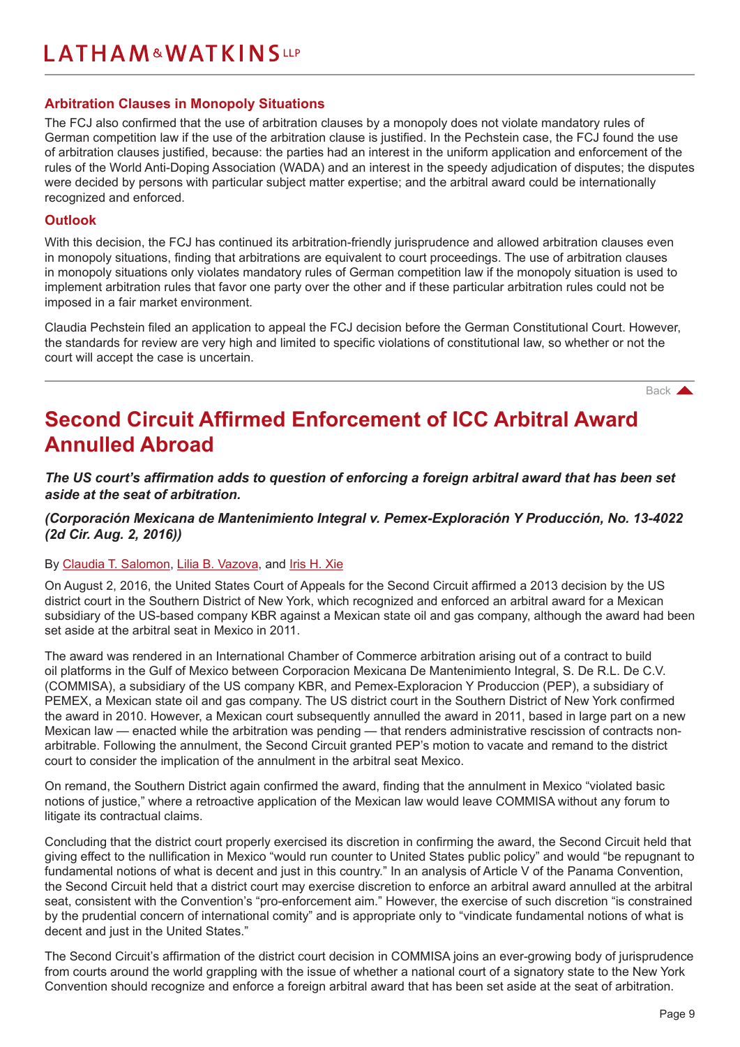### Arbitration Clauses in Monopoly Situations

The FCJ also confirmed that the use of arbitration clauses by a monopoly does not violate mandatory rules of German competition law if the use of the arbitration clause is justified. In the Pechstein case, the FCJ found the use of arbitration clauses justified, because: the parties had an interest in the uniform application and enforcement of the rules of the World Anti-Doping Association (WADA) and an interest in the speedy adjudication of disputes; the disputes were decided by persons with particular subject matter expertise; and the arbitral award could be internationally recognized and enforced.

### Outlook

With this decision, the FCJ has continued its arbitration-friendly jurisprudence and allowed arbitration clauses even in monopoly situations, finding that arbitrations are equivalent to court proceedings. The use of arbitration clauses in monopoly situations only violates mandatory rules of German competition law if the monopoly situation is used to implement arbitration rules that favor one party over the other and if these particular arbitration rules could not be imposed in a fair market environment.

Claudia Pechstein filed an application to appeal the FCJ decision before the German Constitutional Court. However, the standards for review are very high and limited to specific violations of constitutional law, so whether or not the court will accept the case is uncertain.

Back

## Second Circuit Affirmed Enforcement of ICC Arbitral Award Annulled Abroad

***The US court's affirmation adds to question of enforcing a foreign arbitral award that has been set aside at the seat of arbitration.***

***(Corporación Mexicana de Mantenimiento Integral v. Pemex-Exploración Y Producción, No. 13-4022 (2d Cir. Aug. 2, 2016))***

By Claudia T. Salomon, Lilia B. Vazova, and Iris H. Xie

On August 2, 2016, the United States Court of Appeals for the Second Circuit affirmed a 2013 decision by the US district court in the Southern District of New York, which recognized and enforced an arbitral award for a Mexican subsidiary of the US-based company KBR against a Mexican state oil and gas company, although the award had been set aside at the arbitral seat in Mexico in 2011.

The award was rendered in an International Chamber of Commerce arbitration arising out of a contract to build oil platforms in the Gulf of Mexico between Corporacion Mexicana De Mantenimiento Integral, S. De R.L. De C.V. (COMMISA), a subsidiary of the US company KBR, and Pemex-Exploracion Y Produccion (PEP), a subsidiary of PEMEX, a Mexican state oil and gas company. The US district court in the Southern District of New York confirmed the award in 2010. However, a Mexican court subsequently annulled the award in 2011, based in large part on a new Mexican law — enacted while the arbitration was pending — that renders administrative rescission of contracts non-arbitrable. Following the annulment, the Second Circuit granted PEP's motion to vacate and remand to the district court to consider the implication of the annulment in the arbitral seat Mexico.

On remand, the Southern District again confirmed the award, finding that the annulment in Mexico "violated basic notions of justice," where a retroactive application of the Mexican law would leave COMMISA without any forum to litigate its contractual claims.

Concluding that the district court properly exercised its discretion in confirming the award, the Second Circuit held that giving effect to the nullification in Mexico "would run counter to United States public policy" and would "be repugnant to fundamental notions of what is decent and just in this country." In an analysis of Article V of the Panama Convention, the Second Circuit held that a district court may exercise discretion to enforce an arbitral award annulled at the arbitral seat, consistent with the Convention's "pro-enforcement aim." However, the exercise of such discretion "is constrained by the prudential concern of international comity" and is appropriate only to "vindicate fundamental notions of what is decent and just in the United States."

The Second Circuit's affirmation of the district court decision in COMMISA joins an ever-growing body of jurisprudence from courts around the world grappling with the issue of whether a national court of a signatory state to the New York Convention should recognize and enforce a foreign arbitral award that has been set aside at the seat of arbitration.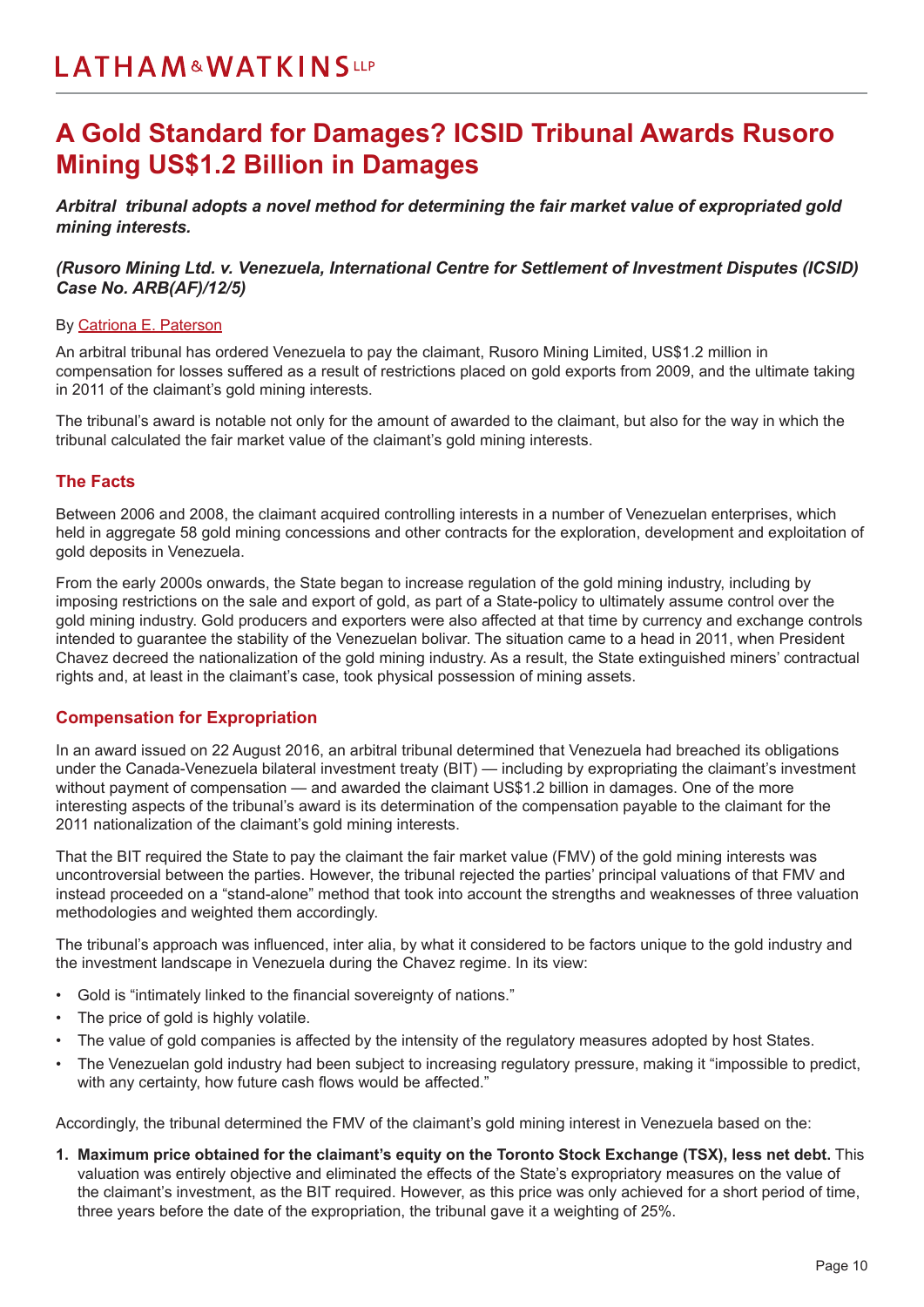# A Gold Standard for Damages? ICSID Tribunal Awards Rusoro Mining US$1.2 Billion in Damages

***Arbitral tribunal adopts a novel method for determining the fair market value of expropriated gold mining interests.***

***(Rusoro Mining Ltd. v. Venezuela, International Centre for Settlement of Investment Disputes (ICSID) Case No. ARB(AF)/12/5)***

By Catriona E. Paterson

An arbitral tribunal has ordered Venezuela to pay the claimant, Rusoro Mining Limited, US$1.2 million in compensation for losses suffered as a result of restrictions placed on gold exports from 2009, and the ultimate taking in 2011 of the claimant's gold mining interests.

The tribunal's award is notable not only for the amount of awarded to the claimant, but also for the way in which the tribunal calculated the fair market value of the claimant's gold mining interests.

## The Facts

Between 2006 and 2008, the claimant acquired controlling interests in a number of Venezuelan enterprises, which held in aggregate 58 gold mining concessions and other contracts for the exploration, development and exploitation of gold deposits in Venezuela.

From the early 2000s onwards, the State began to increase regulation of the gold mining industry, including by imposing restrictions on the sale and export of gold, as part of a State-policy to ultimately assume control over the gold mining industry. Gold producers and exporters were also affected at that time by currency and exchange controls intended to guarantee the stability of the Venezuelan bolivar. The situation came to a head in 2011, when President Chavez decreed the nationalization of the gold mining industry. As a result, the State extinguished miners' contractual rights and, at least in the claimant's case, took physical possession of mining assets.

## Compensation for Expropriation

In an award issued on 22 August 2016, an arbitral tribunal determined that Venezuela had breached its obligations under the Canada-Venezuela bilateral investment treaty (BIT) — including by expropriating the claimant's investment without payment of compensation — and awarded the claimant US$1.2 billion in damages. One of the more interesting aspects of the tribunal's award is its determination of the compensation payable to the claimant for the 2011 nationalization of the claimant's gold mining interests.

That the BIT required the State to pay the claimant the fair market value (FMV) of the gold mining interests was uncontroversial between the parties. However, the tribunal rejected the parties' principal valuations of that FMV and instead proceeded on a "stand-alone" method that took into account the strengths and weaknesses of three valuation methodologies and weighted them accordingly.

The tribunal's approach was influenced, inter alia, by what it considered to be factors unique to the gold industry and the investment landscape in Venezuela during the Chavez regime. In its view:

- Gold is "intimately linked to the financial sovereignty of nations."
- The price of gold is highly volatile.
- The value of gold companies is affected by the intensity of the regulatory measures adopted by host States.
- The Venezuelan gold industry had been subject to increasing regulatory pressure, making it "impossible to predict, with any certainty, how future cash flows would be affected."

Accordingly, the tribunal determined the FMV of the claimant's gold mining interest in Venezuela based on the:

1. **Maximum price obtained for the claimant's equity on the Toronto Stock Exchange (TSX), less net debt.** This valuation was entirely objective and eliminated the effects of the State's expropriatory measures on the value of the claimant's investment, as the BIT required. However, as this price was only achieved for a short period of time, three years before the date of the expropriation, the tribunal gave it a weighting of 25%.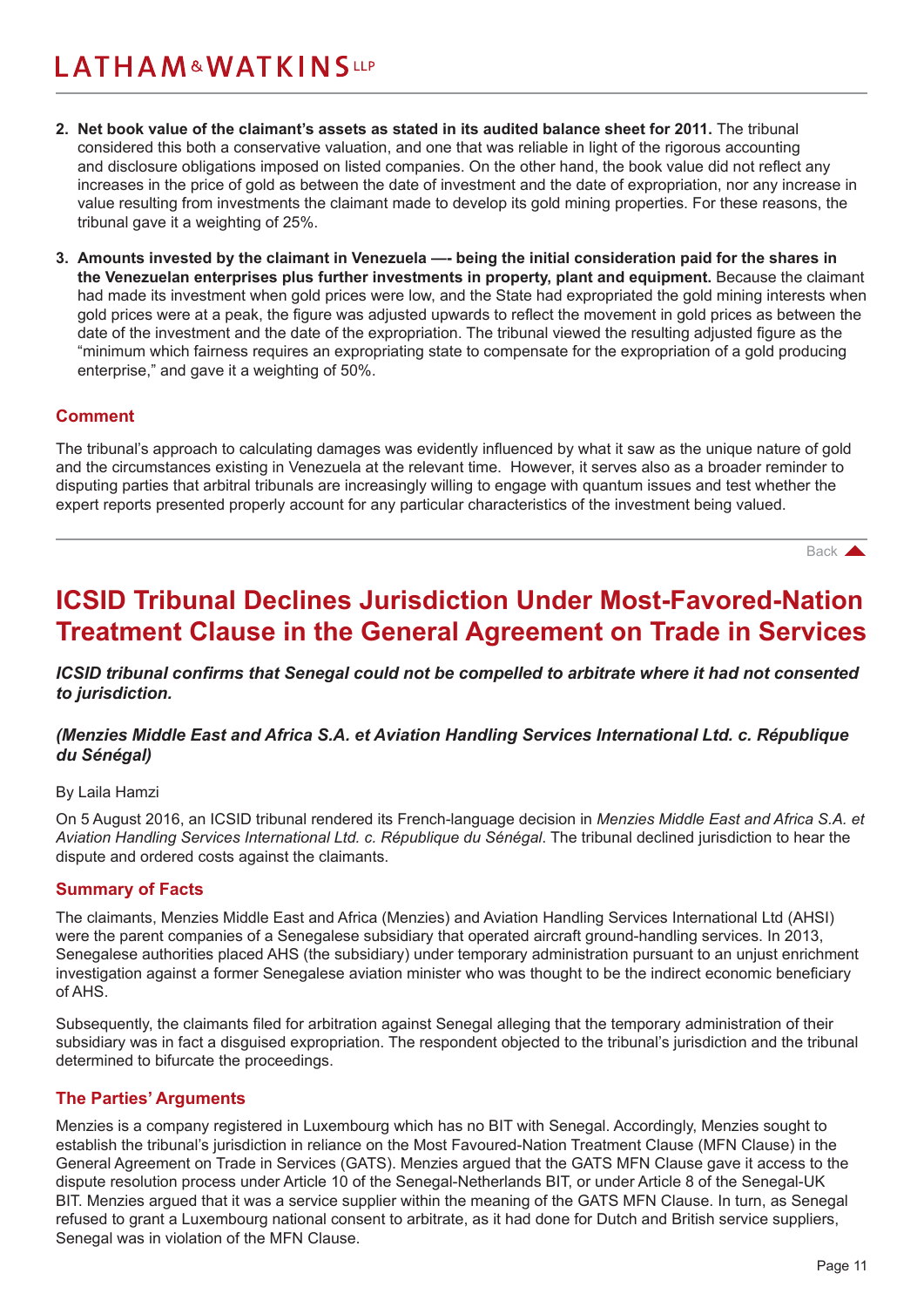2. **Net book value of the claimant's assets as stated in its audited balance sheet for 2011.** The tribunal considered this both a conservative valuation, and one that was reliable in light of the rigorous accounting and disclosure obligations imposed on listed companies. On the other hand, the book value did not reflect any increases in the price of gold as between the date of investment and the date of expropriation, nor any increase in value resulting from investments the claimant made to develop its gold mining properties. For these reasons, the tribunal gave it a weighting of 25%.

3. **Amounts invested by the claimant in Venezuela —- being the initial consideration paid for the shares in the Venezuelan enterprises plus further investments in property, plant and equipment.** Because the claimant had made its investment when gold prices were low, and the State had expropriated the gold mining interests when gold prices were at a peak, the figure was adjusted upwards to reflect the movement in gold prices as between the date of the investment and the date of the expropriation. The tribunal viewed the resulting adjusted figure as the "minimum which fairness requires an expropriating state to compensate for the expropriation of a gold producing enterprise," and gave it a weighting of 50%.

### Comment

The tribunal's approach to calculating damages was evidently influenced by what it saw as the unique nature of gold and the circumstances existing in Venezuela at the relevant time. However, it serves also as a broader reminder to disputing parties that arbitral tribunals are increasingly willing to engage with quantum issues and test whether the expert reports presented properly account for any particular characteristics of the investment being valued.

Back

## ICSID Tribunal Declines Jurisdiction Under Most-Favored-Nation Treatment Clause in the General Agreement on Trade in Services

***ICSID tribunal confirms that Senegal could not be compelled to arbitrate where it had not consented to jurisdiction.***

***(Menzies Middle East and Africa S.A. et Aviation Handling Services International Ltd. c. République du Sénégal)***

By Laila Hamzi

On 5 August 2016, an ICSID tribunal rendered its French-language decision in *Menzies Middle East and Africa S.A. et Aviation Handling Services International Ltd. c. République du Sénégal*. The tribunal declined jurisdiction to hear the dispute and ordered costs against the claimants.

### Summary of Facts

The claimants, Menzies Middle East and Africa (Menzies) and Aviation Handling Services International Ltd (AHSI) were the parent companies of a Senegalese subsidiary that operated aircraft ground-handling services. In 2013, Senegalese authorities placed AHS (the subsidiary) under temporary administration pursuant to an unjust enrichment investigation against a former Senegalese aviation minister who was thought to be the indirect economic beneficiary of AHS.

Subsequently, the claimants filed for arbitration against Senegal alleging that the temporary administration of their subsidiary was in fact a disguised expropriation. The respondent objected to the tribunal's jurisdiction and the tribunal determined to bifurcate the proceedings.

### The Parties' Arguments

Menzies is a company registered in Luxembourg which has no BIT with Senegal. Accordingly, Menzies sought to establish the tribunal's jurisdiction in reliance on the Most Favoured-Nation Treatment Clause (MFN Clause) in the General Agreement on Trade in Services (GATS). Menzies argued that the GATS MFN Clause gave it access to the dispute resolution process under Article 10 of the Senegal-Netherlands BIT, or under Article 8 of the Senegal-UK BIT. Menzies argued that it was a service supplier within the meaning of the GATS MFN Clause. In turn, as Senegal refused to grant a Luxembourg national consent to arbitrate, as it had done for Dutch and British service suppliers, Senegal was in violation of the MFN Clause.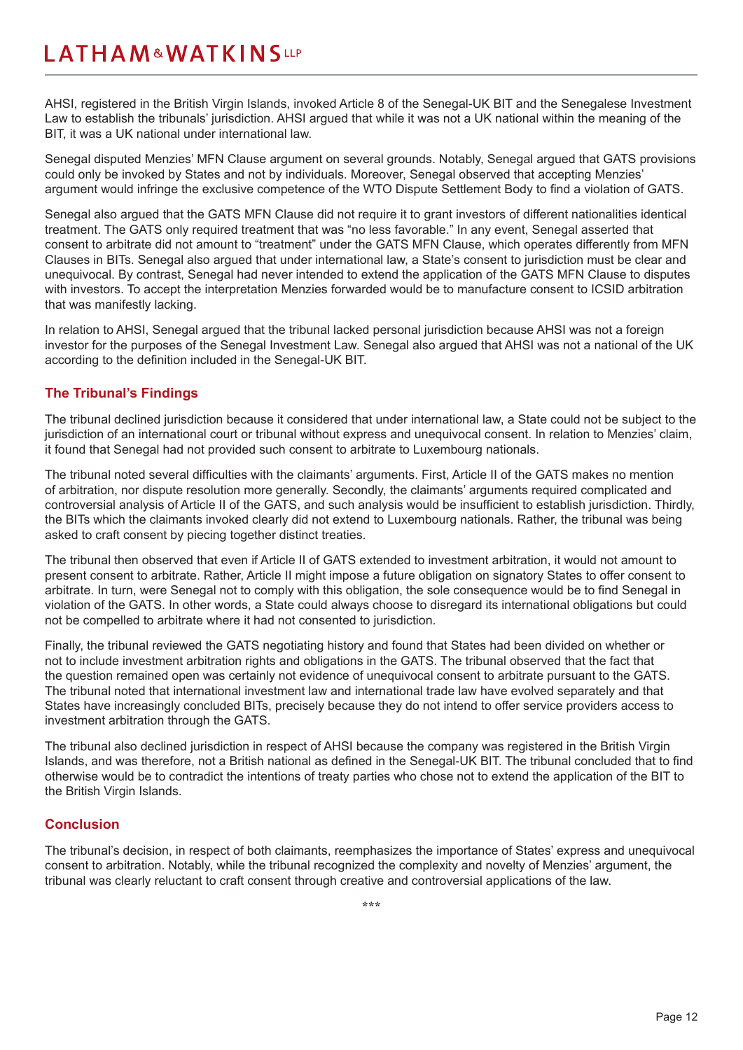AHSI, registered in the British Virgin Islands, invoked Article 8 of the Senegal-UK BIT and the Senegalese Investment Law to establish the tribunals' jurisdiction. AHSI argued that while it was not a UK national within the meaning of the BIT, it was a UK national under international law.

Senegal disputed Menzies' MFN Clause argument on several grounds. Notably, Senegal argued that GATS provisions could only be invoked by States and not by individuals. Moreover, Senegal observed that accepting Menzies' argument would infringe the exclusive competence of the WTO Dispute Settlement Body to find a violation of GATS.

Senegal also argued that the GATS MFN Clause did not require it to grant investors of different nationalities identical treatment. The GATS only required treatment that was "no less favorable." In any event, Senegal asserted that consent to arbitrate did not amount to "treatment" under the GATS MFN Clause, which operates differently from MFN Clauses in BITs. Senegal also argued that under international law, a State's consent to jurisdiction must be clear and unequivocal. By contrast, Senegal had never intended to extend the application of the GATS MFN Clause to disputes with investors. To accept the interpretation Menzies forwarded would be to manufacture consent to ICSID arbitration that was manifestly lacking.

In relation to AHSI, Senegal argued that the tribunal lacked personal jurisdiction because AHSI was not a foreign investor for the purposes of the Senegal Investment Law. Senegal also argued that AHSI was not a national of the UK according to the definition included in the Senegal-UK BIT.

## The Tribunal's Findings

The tribunal declined jurisdiction because it considered that under international law, a State could not be subject to the jurisdiction of an international court or tribunal without express and unequivocal consent. In relation to Menzies' claim, it found that Senegal had not provided such consent to arbitrate to Luxembourg nationals.

The tribunal noted several difficulties with the claimants' arguments. First, Article II of the GATS makes no mention of arbitration, nor dispute resolution more generally. Secondly, the claimants' arguments required complicated and controversial analysis of Article II of the GATS, and such analysis would be insufficient to establish jurisdiction. Thirdly, the BITs which the claimants invoked clearly did not extend to Luxembourg nationals. Rather, the tribunal was being asked to craft consent by piecing together distinct treaties.

The tribunal then observed that even if Article II of GATS extended to investment arbitration, it would not amount to present consent to arbitrate. Rather, Article II might impose a future obligation on signatory States to offer consent to arbitrate. In turn, were Senegal not to comply with this obligation, the sole consequence would be to find Senegal in violation of the GATS. In other words, a State could always choose to disregard its international obligations but could not be compelled to arbitrate where it had not consented to jurisdiction.

Finally, the tribunal reviewed the GATS negotiating history and found that States had been divided on whether or not to include investment arbitration rights and obligations in the GATS. The tribunal observed that the fact that the question remained open was certainly not evidence of unequivocal consent to arbitrate pursuant to the GATS. The tribunal noted that international investment law and international trade law have evolved separately and that States have increasingly concluded BITs, precisely because they do not intend to offer service providers access to investment arbitration through the GATS.

The tribunal also declined jurisdiction in respect of AHSI because the company was registered in the British Virgin Islands, and was therefore, not a British national as defined in the Senegal-UK BIT. The tribunal concluded that to find otherwise would be to contradict the intentions of treaty parties who chose not to extend the application of the BIT to the British Virgin Islands.

## Conclusion

The tribunal's decision, in respect of both claimants, reemphasizes the importance of States' express and unequivocal consent to arbitration. Notably, while the tribunal recognized the complexity and novelty of Menzies' argument, the tribunal was clearly reluctant to craft consent through creative and controversial applications of the law.

***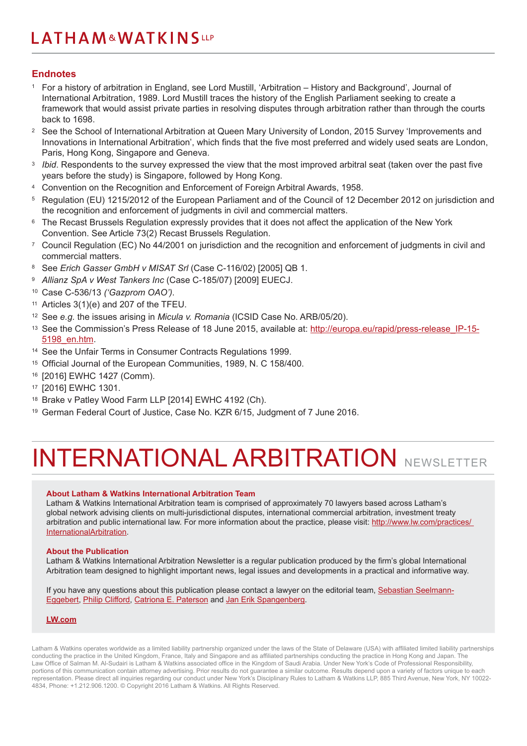## Endnotes

1. For a history of arbitration in England, see Lord Mustill, 'Arbitration – History and Background', Journal of International Arbitration, 1989. Lord Mustill traces the history of the English Parliament seeking to create a framework that would assist private parties in resolving disputes through arbitration rather than through the courts back to 1698.
2. See the School of International Arbitration at Queen Mary University of London, 2015 Survey 'Improvements and Innovations in International Arbitration', which finds that the five most preferred and widely used seats are London, Paris, Hong Kong, Singapore and Geneva.
3. *Ibid*. Respondents to the survey expressed the view that the most improved arbitral seat (taken over the past five years before the study) is Singapore, followed by Hong Kong.
4. Convention on the Recognition and Enforcement of Foreign Arbitral Awards, 1958.
5. Regulation (EU) 1215/2012 of the European Parliament and of the Council of 12 December 2012 on jurisdiction and the recognition and enforcement of judgments in civil and commercial matters.
6. The Recast Brussels Regulation expressly provides that it does not affect the application of the New York Convention. See Article 73(2) Recast Brussels Regulation.
7. Council Regulation (EC) No 44/2001 on jurisdiction and the recognition and enforcement of judgments in civil and commercial matters.
8. See *Erich Gasser GmbH v MISAT Srl* (Case C-116/02) [2005] QB 1.
9. *Allianz SpA v West Tankers Inc* (Case C-185/07) [2009] EUECJ.
10. Case C-536/13 *('Gazprom OAO')*.
11. Articles 3(1)(e) and 207 of the TFEU.
12. See *e.g.* the issues arising in *Micula v. Romania* (ICSID Case No. ARB/05/20).
13. See the Commission's Press Release of 18 June 2015, available at: [http://europa.eu/rapid/press-release_IP-15-5198_en.htm](http://europa.eu/rapid/press-release_IP-15-5198_en.htm).
14. See the Unfair Terms in Consumer Contracts Regulations 1999.
15. Official Journal of the European Communities, 1989, N. C 158/400.
16. [2016] EWHC 1427 (Comm).
17. [2016] EWHC 1301.
18. Brake v Patley Wood Farm LLP [2014] EWHC 4192 (Ch).
19. German Federal Court of Justice, Case No. KZR 6/15, Judgment of 7 June 2016.

# INTERNATIONAL ARBITRATION NEWSLETTER

**About Latham & Watkins International Arbitration Team**

Latham & Watkins International Arbitration team is comprised of approximately 70 lawyers based across Latham's global network advising clients on multi-jurisdictional disputes, international commercial arbitration, investment treaty arbitration and public international law. For more information about the practice, please visit: [http://www.lw.com/practices/InternationalArbitration](http://www.lw.com/practices/InternationalArbitration).

**About the Publication**

Latham & Watkins International Arbitration Newsletter is a regular publication produced by the firm's global International Arbitration team designed to highlight important news, legal issues and developments in a practical and informative way.

If you have any questions about this publication please contact a lawyer on the editorial team, Sebastian Seelmann-Eggebert, Philip Clifford, Catriona E. Paterson and Jan Erik Spangenberg.

**LW.com**

Latham & Watkins operates worldwide as a limited liability partnership organized under the laws of the State of Delaware (USA) with affiliated limited liability partnerships conducting the practice in the United Kingdom, France, Italy and Singapore and as affiliated partnerships conducting the practice in Hong Kong and Japan. The Law Office of Salman M. Al-Sudairi is Latham & Watkins associated office in the Kingdom of Saudi Arabia. Under New York's Code of Professional Responsibility, portions of this communication contain attorney advertising. Prior results do not guarantee a similar outcome. Results depend upon a variety of factors unique to each representation. Please direct all inquiries regarding our conduct under New York's Disciplinary Rules to Latham & Watkins LLP, 885 Third Avenue, New York, NY 10022-4834, Phone: +1.212.906.1200. © Copyright 2016 Latham & Watkins. All Rights Reserved.